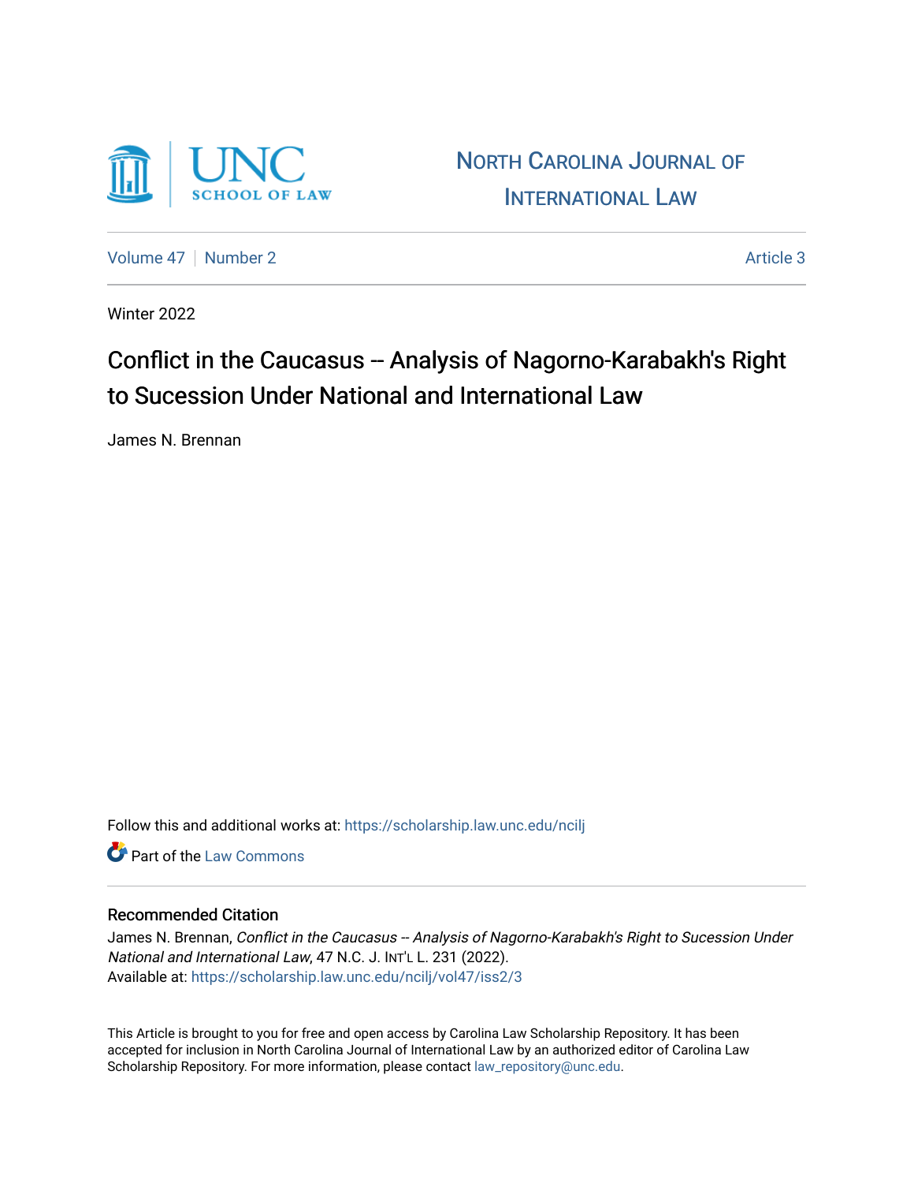# North Carolina Journal of International Law

Volume 47 | Number 2 | Article 3

Winter 2022

## Conflict in the Caucasus -- Analysis of Nagorno-Karabakh's Right to Sucession Under National and International Law

James N. Brennan

Follow this and additional works at: https://scholarship.law.unc.edu/ncilj

Part of the Law Commons

### Recommended Citation

James N. Brennan, *Conflict in the Caucasus -- Analysis of Nagorno-Karabakh's Right to Sucession Under National and International Law*, 47 N.C. J. Int'l L. 231 (2022).
Available at: https://scholarship.law.unc.edu/ncilj/vol47/iss2/3

This Article is brought to you for free and open access by Carolina Law Scholarship Repository. It has been accepted for inclusion in North Carolina Journal of International Law by an authorized editor of Carolina Law Scholarship Repository. For more information, please contact law_repository@unc.edu.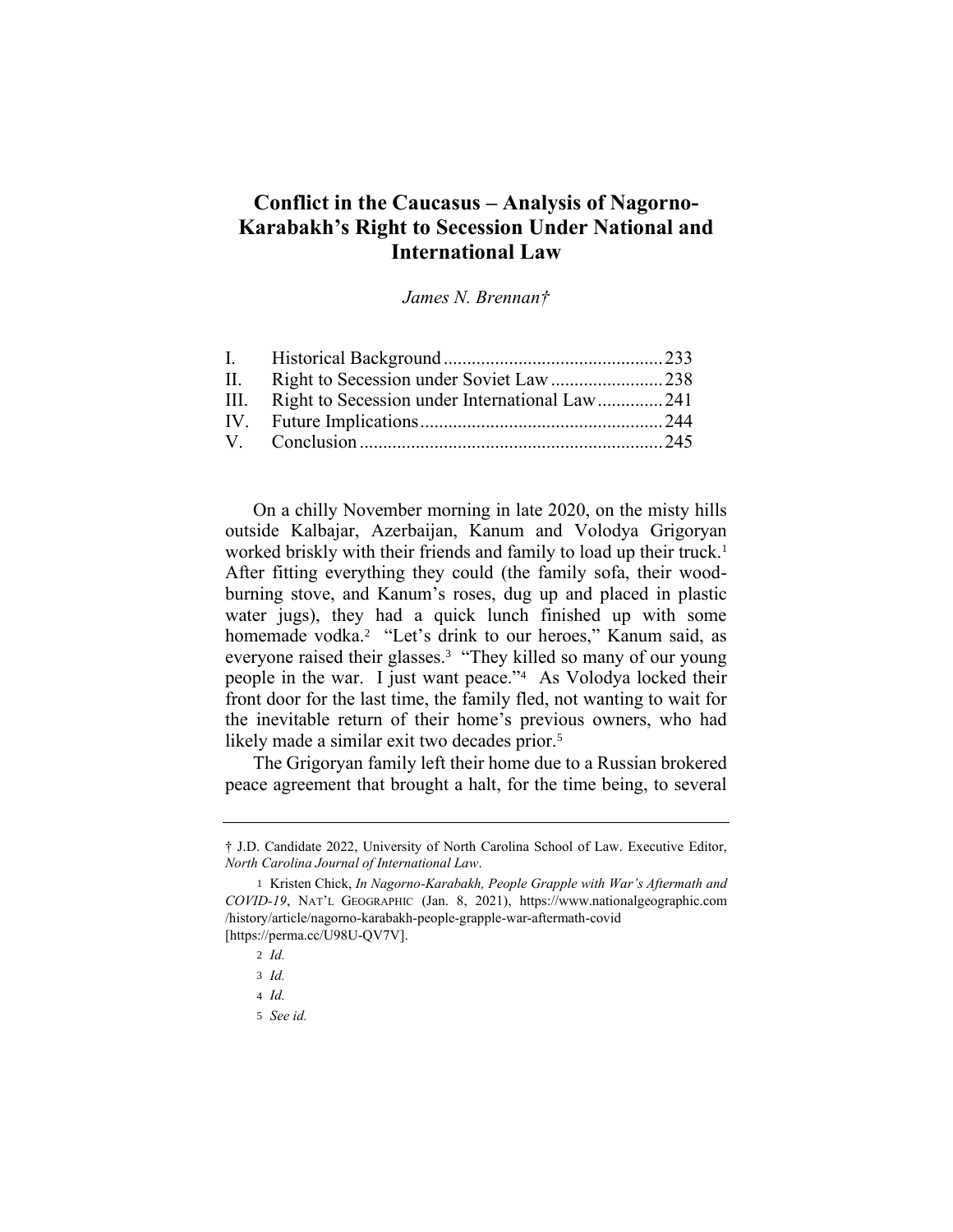# Conflict in the Caucasus – Analysis of Nagorno-Karabakh's Right to Secession Under National and International Law

*James N. Brennan†*

| | | |
|---|---|---|
| I. | Historical Background | 233 |
| II. | Right to Secession under Soviet Law | 238 |
| III. | Right to Secession under International Law | 241 |
| IV. | Future Implications | 244 |
| V. | Conclusion | 245 |

On a chilly November morning in late 2020, on the misty hills outside Kalbajar, Azerbaijan, Kanum and Volodya Grigoryan worked briskly with their friends and family to load up their truck.[1] After fitting everything they could (the family sofa, their wood-burning stove, and Kanum's roses, dug up and placed in plastic water jugs), they had a quick lunch finished up with some homemade vodka.[2] "Let's drink to our heroes," Kanum said, as everyone raised their glasses.[3] "They killed so many of our young people in the war. I just want peace."[4] As Volodya locked their front door for the last time, the family fled, not wanting to wait for the inevitable return of their home's previous owners, who had likely made a similar exit two decades prior.[5]

The Grigoryan family left their home due to a Russian brokered peace agreement that brought a halt, for the time being, to several

---

† J.D. Candidate 2022, University of North Carolina School of Law. Executive Editor, *North Carolina Journal of International Law*.

1 Kristen Chick, *In Nagorno-Karabakh, People Grapple with War's Aftermath and COVID-19*, NAT'L GEOGRAPHIC (Jan. 8, 2021), https://www.nationalgeographic.com/history/article/nagorno-karabakh-people-grapple-war-aftermath-covid [https://perma.cc/U98U-QV7V].

2 *Id.*

3 *Id.*

4 *Id.*

5 *See id.*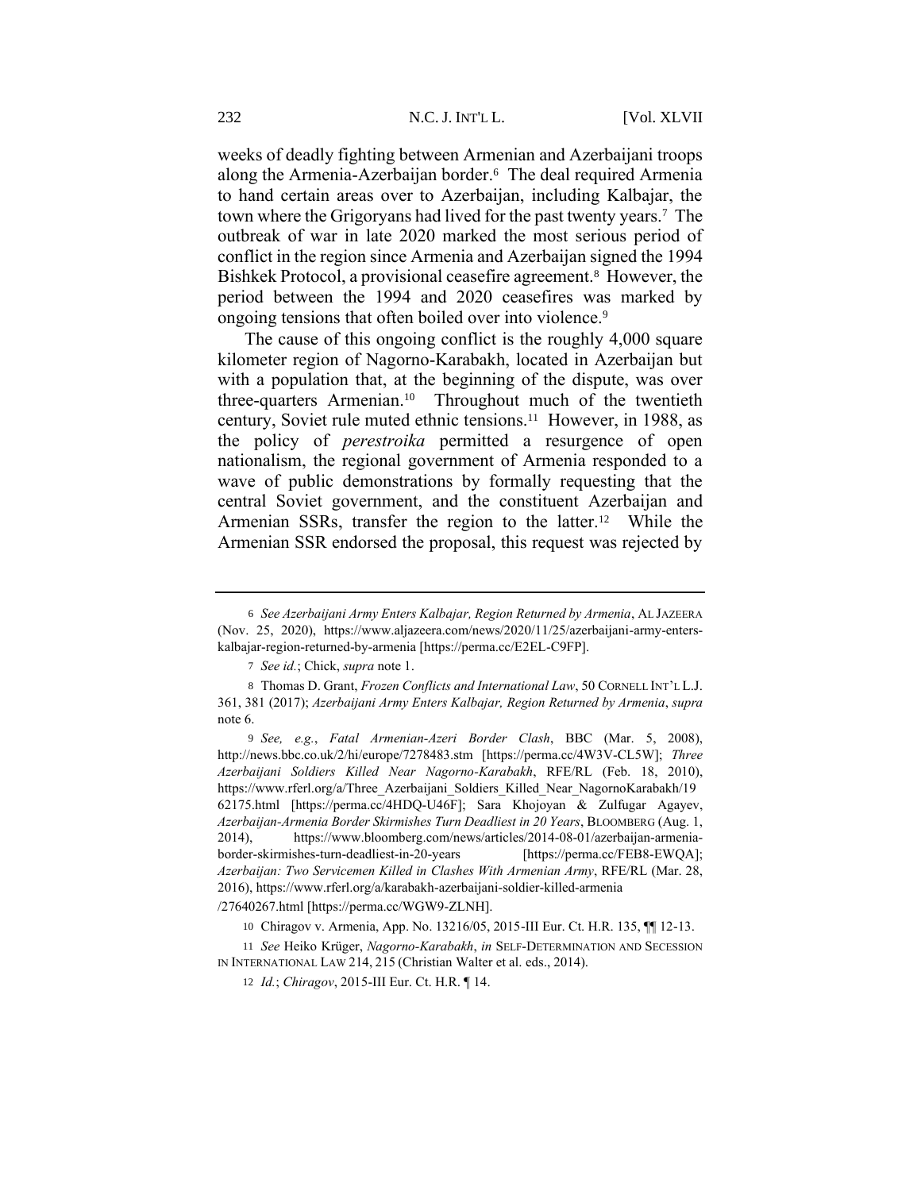weeks of deadly fighting between Armenian and Azerbaijani troops along the Armenia-Azerbaijan border.[6] The deal required Armenia to hand certain areas over to Azerbaijan, including Kalbajar, the town where the Grigoryans had lived for the past twenty years.[7] The outbreak of war in late 2020 marked the most serious period of conflict in the region since Armenia and Azerbaijan signed the 1994 Bishkek Protocol, a provisional ceasefire agreement.[8] However, the period between the 1994 and 2020 ceasefires was marked by ongoing tensions that often boiled over into violence.[9]

The cause of this ongoing conflict is the roughly 4,000 square kilometer region of Nagorno-Karabakh, located in Azerbaijan but with a population that, at the beginning of the dispute, was over three-quarters Armenian.[10] Throughout much of the twentieth century, Soviet rule muted ethnic tensions.[11] However, in 1988, as the policy of *perestroika* permitted a resurgence of open nationalism, the regional government of Armenia responded to a wave of public demonstrations by formally requesting that the central Soviet government, and the constituent Azerbaijan and Armenian SSRs, transfer the region to the latter.[12] While the Armenian SSR endorsed the proposal, this request was rejected by

---

6 *See Azerbaijani Army Enters Kalbajar, Region Returned by Armenia*, AL JAZEERA (Nov. 25, 2020), https://www.aljazeera.com/news/2020/11/25/azerbaijani-army-enters-kalbajar-region-returned-by-armenia [https://perma.cc/E2EL-C9FP].

7 *See id.*; Chick, *supra* note 1.

8 Thomas D. Grant, *Frozen Conflicts and International Law*, 50 CORNELL INT'L L.J. 361, 381 (2017); *Azerbaijani Army Enters Kalbajar, Region Returned by Armenia*, *supra* note 6.

9 *See, e.g.*, *Fatal Armenian-Azeri Border Clash*, BBC (Mar. 5, 2008), http://news.bbc.co.uk/2/hi/europe/7278483.stm [https://perma.cc/4W3V-CL5W]; *Three Azerbaijani Soldiers Killed Near Nagorno-Karabakh*, RFE/RL (Feb. 18, 2010), https://www.rferl.org/a/Three_Azerbaijani_Soldiers_Killed_Near_NagornoKarabakh/1962175.html [https://perma.cc/4HDQ-U46F]; Sara Khojoyan & Zulfugar Agayev, *Azerbaijan-Armenia Border Skirmishes Turn Deadliest in 20 Years*, BLOOMBERG (Aug. 1, 2014), https://www.bloomberg.com/news/articles/2014-08-01/azerbaijan-armenia-border-skirmishes-turn-deadliest-in-20-years [https://perma.cc/FEB8-EWQA]; *Azerbaijan: Two Servicemen Killed in Clashes With Armenian Army*, RFE/RL (Mar. 28, 2016), https://www.rferl.org/a/karabakh-azerbaijani-soldier-killed-armenia/27640267.html [https://perma.cc/WGW9-ZLNH].

10 Chiragov v. Armenia, App. No. 13216/05, 2015-III Eur. Ct. H.R. 135, ¶¶ 12-13.

11 *See* Heiko Krüger, *Nagorno-Karabakh*, *in* SELF-DETERMINATION AND SECESSION IN INTERNATIONAL LAW 214, 215 (Christian Walter et al. eds., 2014).

12 *Id.*; *Chiragov*, 2015-III Eur. Ct. H.R. ¶ 14.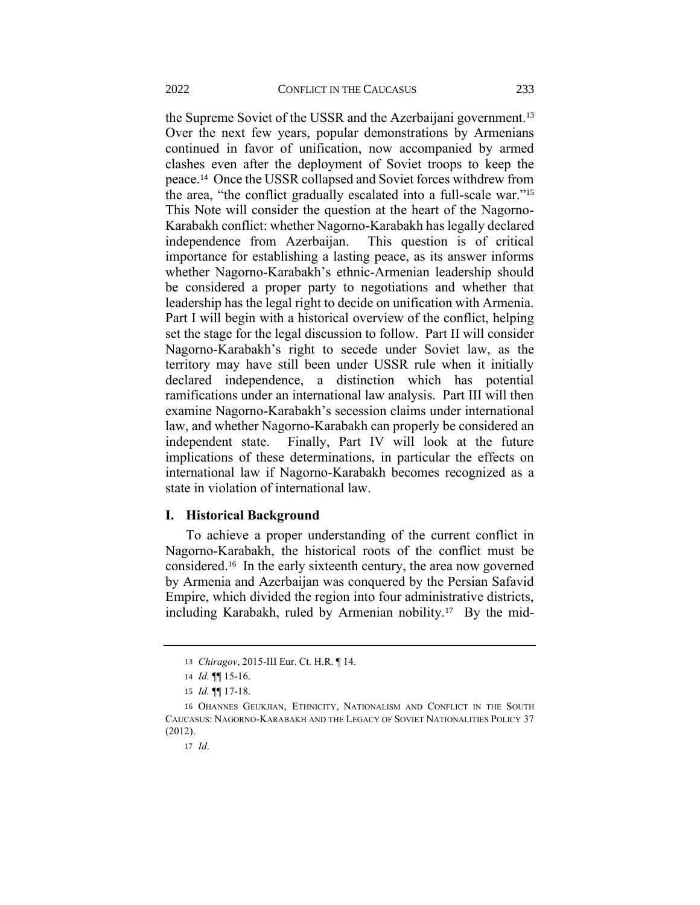the Supreme Soviet of the USSR and the Azerbaijani government.[13] Over the next few years, popular demonstrations by Armenians continued in favor of unification, now accompanied by armed clashes even after the deployment of Soviet troops to keep the peace.[14] Once the USSR collapsed and Soviet forces withdrew from the area, "the conflict gradually escalated into a full-scale war."[15] This Note will consider the question at the heart of the Nagorno-Karabakh conflict: whether Nagorno-Karabakh has legally declared independence from Azerbaijan. This question is of critical importance for establishing a lasting peace, as its answer informs whether Nagorno-Karabakh's ethnic-Armenian leadership should be considered a proper party to negotiations and whether that leadership has the legal right to decide on unification with Armenia. Part I will begin with a historical overview of the conflict, helping set the stage for the legal discussion to follow. Part II will consider Nagorno-Karabakh's right to secede under Soviet law, as the territory may have still been under USSR rule when it initially declared independence, a distinction which has potential ramifications under an international law analysis. Part III will then examine Nagorno-Karabakh's secession claims under international law, and whether Nagorno-Karabakh can properly be considered an independent state. Finally, Part IV will look at the future implications of these determinations, in particular the effects on international law if Nagorno-Karabakh becomes recognized as a state in violation of international law.

## I. Historical Background

To achieve a proper understanding of the current conflict in Nagorno-Karabakh, the historical roots of the conflict must be considered.[16] In the early sixteenth century, the area now governed by Armenia and Azerbaijan was conquered by the Persian Safavid Empire, which divided the region into four administrative districts, including Karabakh, ruled by Armenian nobility.[17] By the mid-

---

13 *Chiragov*, 2015-III Eur. Ct. H.R. ¶ 14.

14 *Id.* ¶¶ 15-16.

15 *Id.* ¶¶ 17-18.

16 OHANNES GEUKJIAN, ETHNICITY, NATIONALISM AND CONFLICT IN THE SOUTH CAUCASUS: NAGORNO-KARABAKH AND THE LEGACY OF SOVIET NATIONALITIES POLICY 37 (2012).

17 *Id*.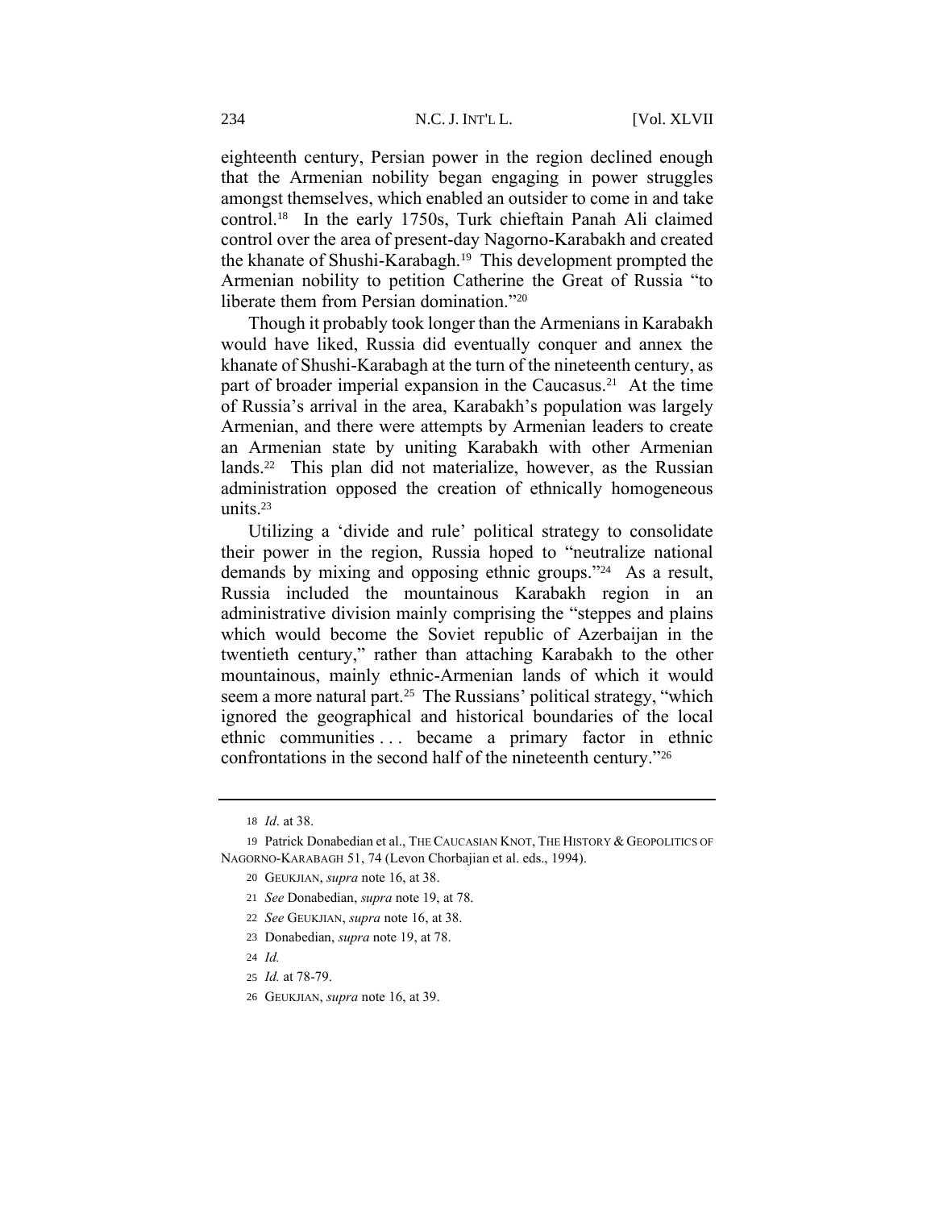eighteenth century, Persian power in the region declined enough that the Armenian nobility began engaging in power struggles amongst themselves, which enabled an outsider to come in and take control.[18] In the early 1750s, Turk chieftain Panah Ali claimed control over the area of present-day Nagorno-Karabakh and created the khanate of Shushi-Karabagh.[19] This development prompted the Armenian nobility to petition Catherine the Great of Russia "to liberate them from Persian domination."[20]

Though it probably took longer than the Armenians in Karabakh would have liked, Russia did eventually conquer and annex the khanate of Shushi-Karabagh at the turn of the nineteenth century, as part of broader imperial expansion in the Caucasus.[21] At the time of Russia's arrival in the area, Karabakh's population was largely Armenian, and there were attempts by Armenian leaders to create an Armenian state by uniting Karabakh with other Armenian lands.[22] This plan did not materialize, however, as the Russian administration opposed the creation of ethnically homogeneous units.[23]

Utilizing a 'divide and rule' political strategy to consolidate their power in the region, Russia hoped to "neutralize national demands by mixing and opposing ethnic groups."[24] As a result, Russia included the mountainous Karabakh region in an administrative division mainly comprising the "steppes and plains which would become the Soviet republic of Azerbaijan in the twentieth century," rather than attaching Karabakh to the other mountainous, mainly ethnic-Armenian lands of which it would seem a more natural part.[25] The Russians' political strategy, "which ignored the geographical and historical boundaries of the local ethnic communities . . . became a primary factor in ethnic confrontations in the second half of the nineteenth century."[26]

---

18 *Id*. at 38.

19 Patrick Donabedian et al., THE CAUCASIAN KNOT, THE HISTORY & GEOPOLITICS OF NAGORNO-KARABAGH 51, 74 (Levon Chorbajian et al. eds., 1994).

20 GEUKJIAN, *supra* note 16, at 38.

21 *See* Donabedian, *supra* note 19, at 78.

22 *See* GEUKJIAN, *supra* note 16, at 38.

23 Donabedian, *supra* note 19, at 78.

24 *Id.*

25 *Id.* at 78-79.

26 GEUKJIAN, *supra* note 16, at 39.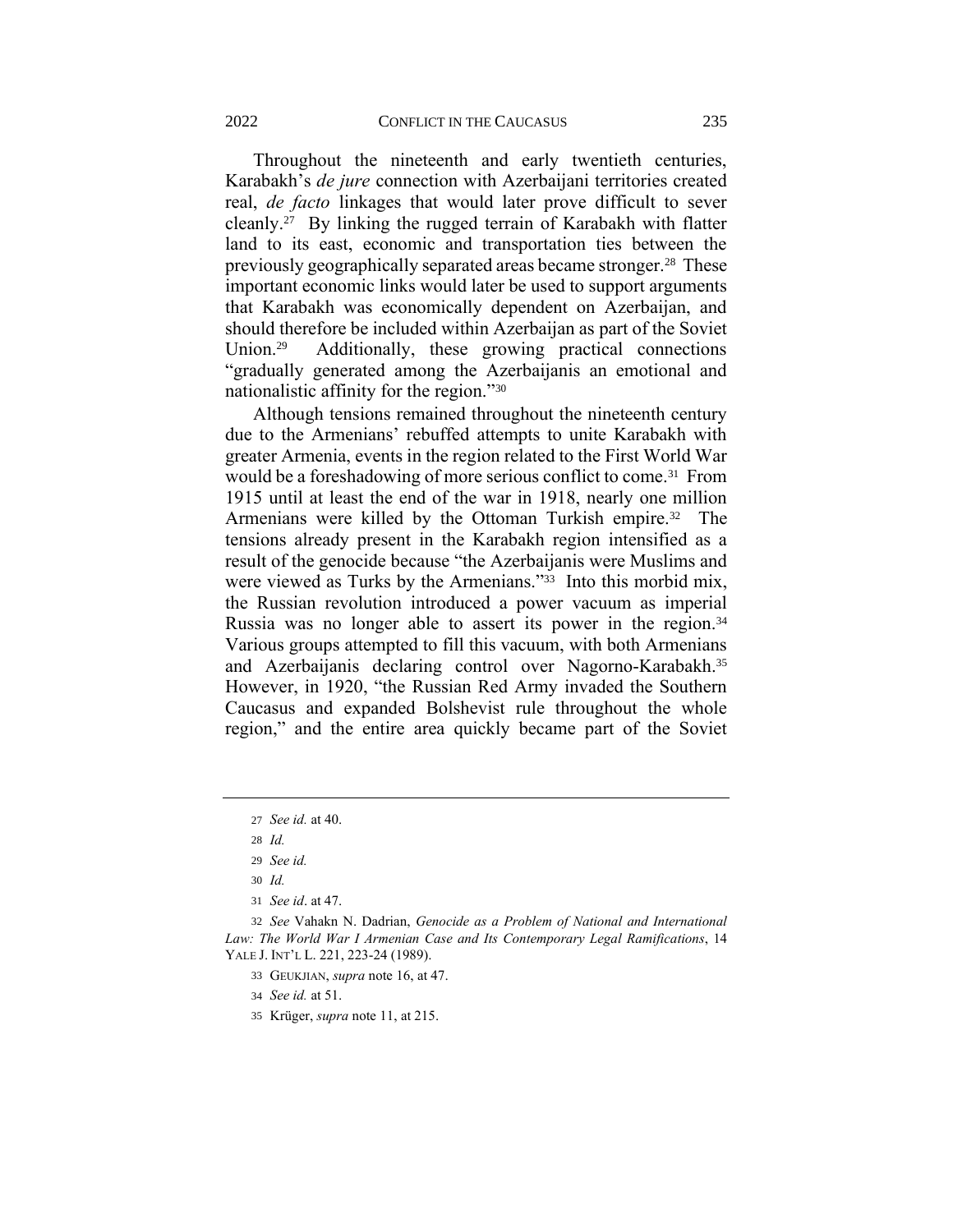Throughout the nineteenth and early twentieth centuries, Karabakh's *de jure* connection with Azerbaijani territories created real, *de facto* linkages that would later prove difficult to sever cleanly.[27] By linking the rugged terrain of Karabakh with flatter land to its east, economic and transportation ties between the previously geographically separated areas became stronger.[28] These important economic links would later be used to support arguments that Karabakh was economically dependent on Azerbaijan, and should therefore be included within Azerbaijan as part of the Soviet Union.[29] Additionally, these growing practical connections "gradually generated among the Azerbaijanis an emotional and nationalistic affinity for the region."[30]

Although tensions remained throughout the nineteenth century due to the Armenians' rebuffed attempts to unite Karabakh with greater Armenia, events in the region related to the First World War would be a foreshadowing of more serious conflict to come.[31] From 1915 until at least the end of the war in 1918, nearly one million Armenians were killed by the Ottoman Turkish empire.[32] The tensions already present in the Karabakh region intensified as a result of the genocide because "the Azerbaijanis were Muslims and were viewed as Turks by the Armenians."[33] Into this morbid mix, the Russian revolution introduced a power vacuum as imperial Russia was no longer able to assert its power in the region.[34] Various groups attempted to fill this vacuum, with both Armenians and Azerbaijanis declaring control over Nagorno-Karabakh.[35] However, in 1920, "the Russian Red Army invaded the Southern Caucasus and expanded Bolshevist rule throughout the whole region," and the entire area quickly became part of the Soviet

---

27 *See id.* at 40.

28 *Id.*

29 *See id.*

30 *Id.*

31 *See id*. at 47.

32 *See* Vahakn N. Dadrian, *Genocide as a Problem of National and International Law: The World War I Armenian Case and Its Contemporary Legal Ramifications*, 14 YALE J. INT'L L. 221, 223-24 (1989).

33 GEUKJIAN, *supra* note 16, at 47.

34 *See id.* at 51.

35 Krüger, *supra* note 11, at 215.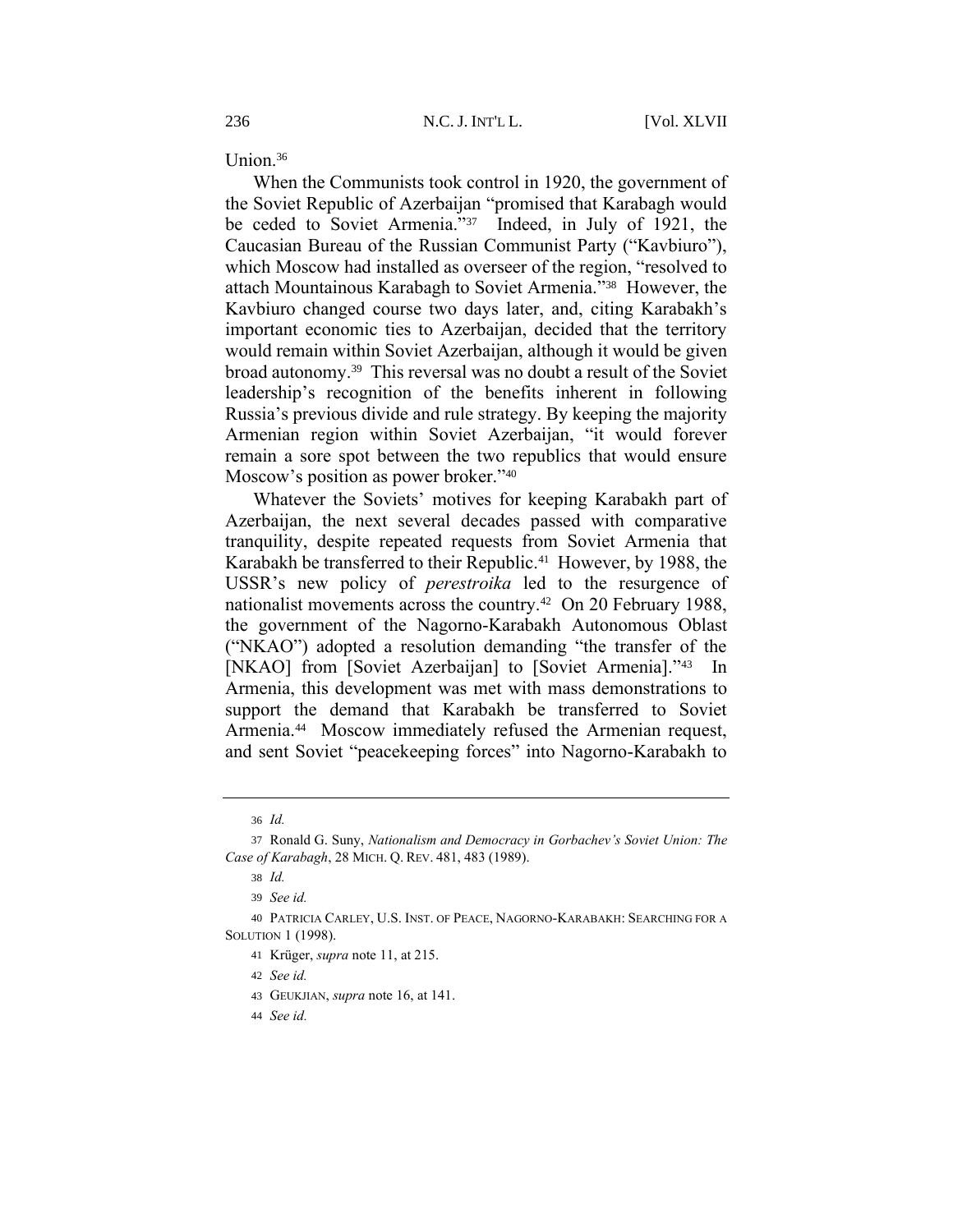Union.[36]

When the Communists took control in 1920, the government of the Soviet Republic of Azerbaijan "promised that Karabagh would be ceded to Soviet Armenia."[37] Indeed, in July of 1921, the Caucasian Bureau of the Russian Communist Party ("Kavbiuro"), which Moscow had installed as overseer of the region, "resolved to attach Mountainous Karabagh to Soviet Armenia."[38] However, the Kavbiuro changed course two days later, and, citing Karabakh's important economic ties to Azerbaijan, decided that the territory would remain within Soviet Azerbaijan, although it would be given broad autonomy.[39] This reversal was no doubt a result of the Soviet leadership's recognition of the benefits inherent in following Russia's previous divide and rule strategy. By keeping the majority Armenian region within Soviet Azerbaijan, "it would forever remain a sore spot between the two republics that would ensure Moscow's position as power broker."[40]

Whatever the Soviets' motives for keeping Karabakh part of Azerbaijan, the next several decades passed with comparative tranquility, despite repeated requests from Soviet Armenia that Karabakh be transferred to their Republic.[41] However, by 1988, the USSR's new policy of *perestroika* led to the resurgence of nationalist movements across the country.[42] On 20 February 1988, the government of the Nagorno-Karabakh Autonomous Oblast ("NKAO") adopted a resolution demanding "the transfer of the [NKAO] from [Soviet Azerbaijan] to [Soviet Armenia]."[43] In Armenia, this development was met with mass demonstrations to support the demand that Karabakh be transferred to Soviet Armenia.[44] Moscow immediately refused the Armenian request, and sent Soviet "peacekeeping forces" into Nagorno-Karabakh to

---

36 *Id.*

37 Ronald G. Suny, *Nationalism and Democracy in Gorbachev's Soviet Union: The Case of Karabagh*, 28 MICH. Q. REV. 481, 483 (1989).

38 *Id.*

39 *See id.*

40 PATRICIA CARLEY, U.S. INST. OF PEACE, NAGORNO-KARABAKH: SEARCHING FOR A SOLUTION 1 (1998).

41 Krüger, *supra* note 11, at 215.

42 *See id.*

43 GEUKJIAN, *supra* note 16, at 141.

44 *See id.*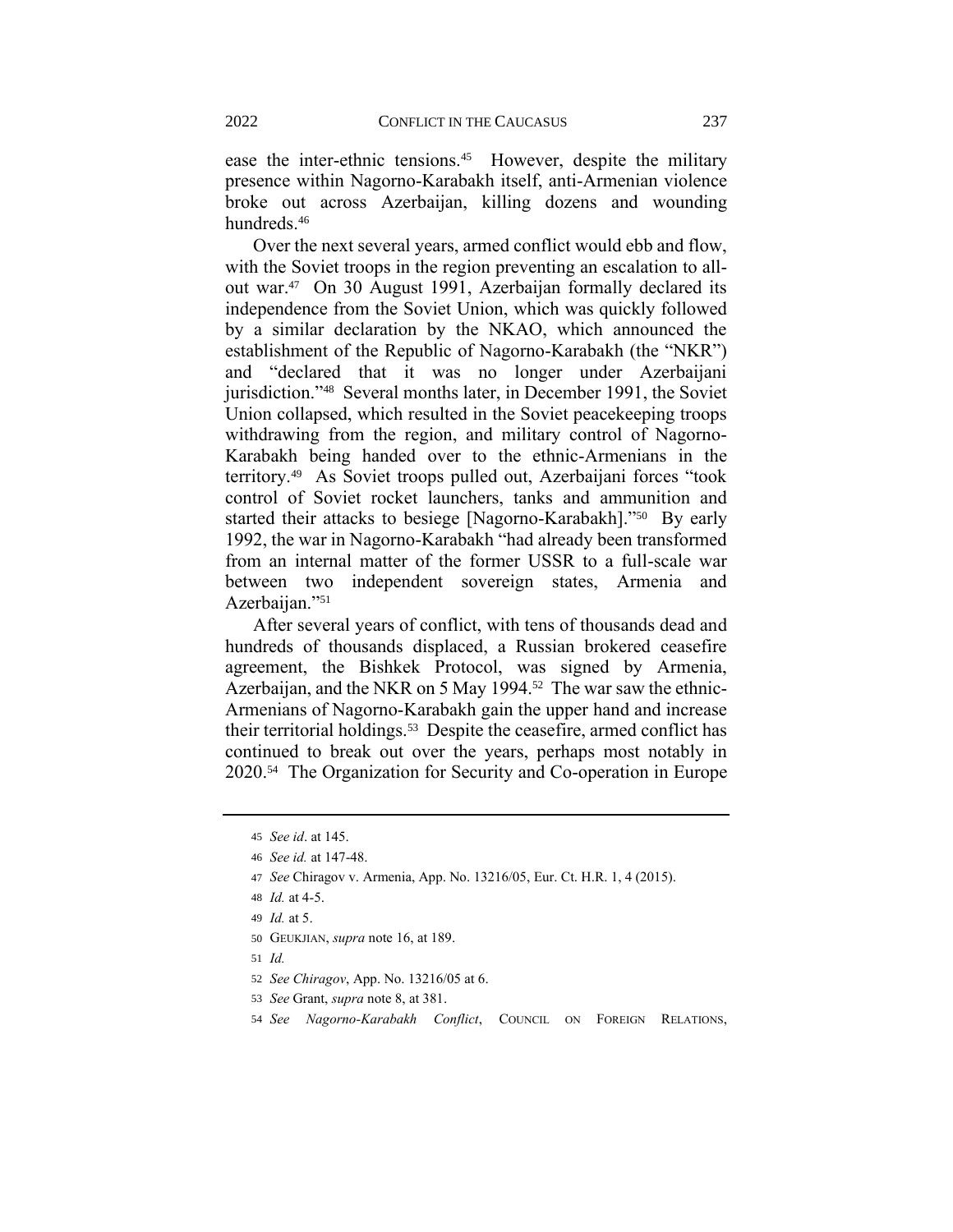ease the inter-ethnic tensions.[45] However, despite the military presence within Nagorno-Karabakh itself, anti-Armenian violence broke out across Azerbaijan, killing dozens and wounding hundreds.[46]

Over the next several years, armed conflict would ebb and flow, with the Soviet troops in the region preventing an escalation to all-out war.[47] On 30 August 1991, Azerbaijan formally declared its independence from the Soviet Union, which was quickly followed by a similar declaration by the NKAO, which announced the establishment of the Republic of Nagorno-Karabakh (the "NKR") and "declared that it was no longer under Azerbaijani jurisdiction."[48] Several months later, in December 1991, the Soviet Union collapsed, which resulted in the Soviet peacekeeping troops withdrawing from the region, and military control of Nagorno-Karabakh being handed over to the ethnic-Armenians in the territory.[49] As Soviet troops pulled out, Azerbaijani forces "took control of Soviet rocket launchers, tanks and ammunition and started their attacks to besiege [Nagorno-Karabakh]."[50] By early 1992, the war in Nagorno-Karabakh "had already been transformed from an internal matter of the former USSR to a full-scale war between two independent sovereign states, Armenia and Azerbaijan."[51]

After several years of conflict, with tens of thousands dead and hundreds of thousands displaced, a Russian brokered ceasefire agreement, the Bishkek Protocol, was signed by Armenia, Azerbaijan, and the NKR on 5 May 1994.[52] The war saw the ethnic-Armenians of Nagorno-Karabakh gain the upper hand and increase their territorial holdings.[53] Despite the ceasefire, armed conflict has continued to break out over the years, perhaps most notably in 2020.[54] The Organization for Security and Co-operation in Europe

---

45 *See id*. at 145.

46 *See id.* at 147-48.

47 *See* Chiragov v. Armenia, App. No. 13216/05, Eur. Ct. H.R. 1, 4 (2015).

48 *Id.* at 4-5.

49 *Id.* at 5.

50 GEUKJIAN, *supra* note 16, at 189.

51 *Id.*

52 *See Chiragov*, App. No. 13216/05 at 6.

53 *See* Grant, *supra* note 8, at 381.

54 *See Nagorno-Karabakh Conflict*, COUNCIL ON FOREIGN RELATIONS,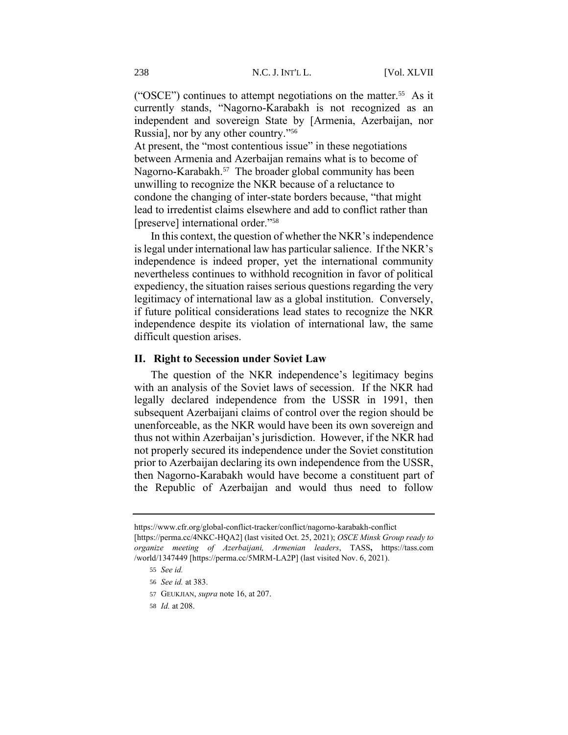("OSCE") continues to attempt negotiations on the matter.[55] As it currently stands, "Nagorno-Karabakh is not recognized as an independent and sovereign State by [Armenia, Azerbaijan, nor Russia], nor by any other country."[56]

At present, the "most contentious issue" in these negotiations between Armenia and Azerbaijan remains what is to become of Nagorno-Karabakh.[57] The broader global community has been unwilling to recognize the NKR because of a reluctance to condone the changing of inter-state borders because, "that might lead to irredentist claims elsewhere and add to conflict rather than [preserve] international order."[58]

In this context, the question of whether the NKR's independence is legal under international law has particular salience. If the NKR's independence is indeed proper, yet the international community nevertheless continues to withhold recognition in favor of political expediency, the situation raises serious questions regarding the very legitimacy of international law as a global institution. Conversely, if future political considerations lead states to recognize the NKR independence despite its violation of international law, the same difficult question arises.

## II. Right to Secession under Soviet Law

The question of the NKR independence's legitimacy begins with an analysis of the Soviet laws of secession. If the NKR had legally declared independence from the USSR in 1991, then subsequent Azerbaijani claims of control over the region should be unenforceable, as the NKR would have been its own sovereign and thus not within Azerbaijan's jurisdiction. However, if the NKR had not properly secured its independence under the Soviet constitution prior to Azerbaijan declaring its own independence from the USSR, then Nagorno-Karabakh would have become a constituent part of the Republic of Azerbaijan and would thus need to follow

---

https://www.cfr.org/global-conflict-tracker/conflict/nagorno-karabakh-conflict [https://perma.cc/4NKC-HQA2] (last visited Oct. 25, 2021); *OSCE Minsk Group ready to organize meeting of Azerbaijani, Armenian leaders*, TASS**,** https://tass.com /world/1347449 [https://perma.cc/5MRM-LA2P] (last visited Nov. 6, 2021).

55 *See id.*

56 *See id.* at 383.

57 GEUKJIAN, *supra* note 16, at 207.

58 *Id.* at 208.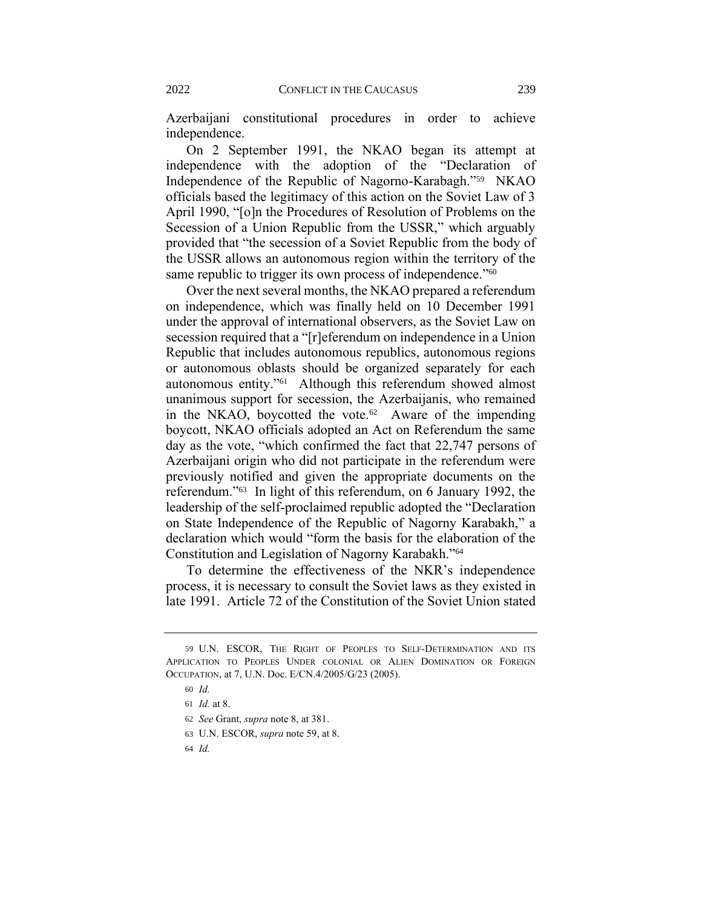Azerbaijani constitutional procedures in order to achieve independence.

On 2 September 1991, the NKAO began its attempt at independence with the adoption of the "Declaration of Independence of the Republic of Nagorno-Karabagh."[59] NKAO officials based the legitimacy of this action on the Soviet Law of 3 April 1990, "[o]n the Procedures of Resolution of Problems on the Secession of a Union Republic from the USSR," which arguably provided that "the secession of a Soviet Republic from the body of the USSR allows an autonomous region within the territory of the same republic to trigger its own process of independence."[60]

Over the next several months, the NKAO prepared a referendum on independence, which was finally held on 10 December 1991 under the approval of international observers, as the Soviet Law on secession required that a "[r]eferendum on independence in a Union Republic that includes autonomous republics, autonomous regions or autonomous oblasts should be organized separately for each autonomous entity."[61] Although this referendum showed almost unanimous support for secession, the Azerbaijanis, who remained in the NKAO, boycotted the vote.[62] Aware of the impending boycott, NKAO officials adopted an Act on Referendum the same day as the vote, "which confirmed the fact that 22,747 persons of Azerbaijani origin who did not participate in the referendum were previously notified and given the appropriate documents on the referendum."[63] In light of this referendum, on 6 January 1992, the leadership of the self-proclaimed republic adopted the "Declaration on State Independence of the Republic of Nagorny Karabakh," a declaration which would "form the basis for the elaboration of the Constitution and Legislation of Nagorny Karabakh."[64]

To determine the effectiveness of the NKR's independence process, it is necessary to consult the Soviet laws as they existed in late 1991. Article 72 of the Constitution of the Soviet Union stated

---

59 U.N. ESCOR, THE RIGHT OF PEOPLES TO SELF-DETERMINATION AND ITS APPLICATION TO PEOPLES UNDER COLONIAL OR ALIEN DOMINATION OR FOREIGN OCCUPATION, at 7, U.N. Doc. E/CN.4/2005/G/23 (2005).

60 *Id.*

61 *Id.* at 8.

62 *See* Grant, *supra* note 8, at 381.

63 U.N. ESCOR, *supra* note 59, at 8.

64 *Id.*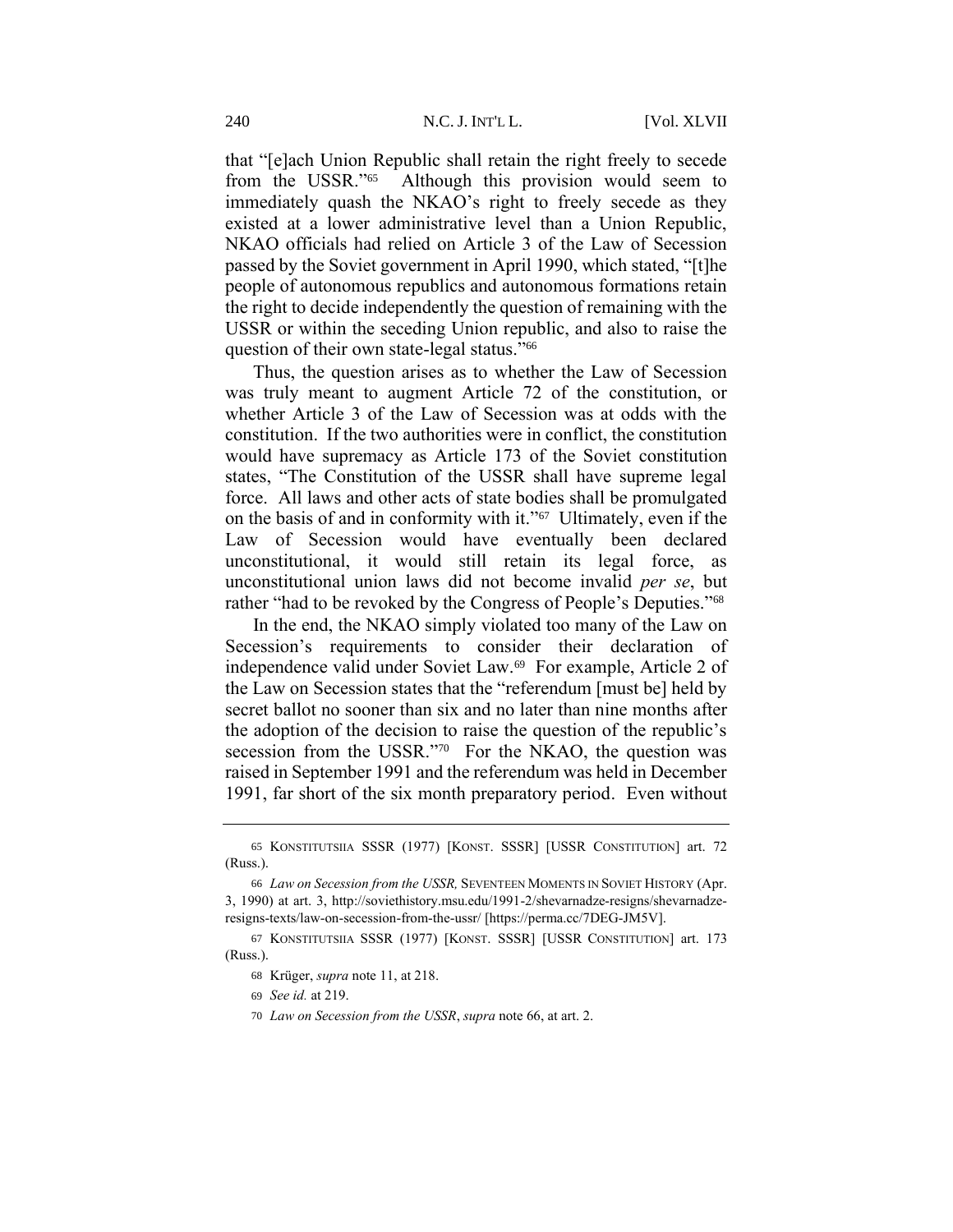that "[e]ach Union Republic shall retain the right freely to secede from the USSR."[65] Although this provision would seem to immediately quash the NKAO's right to freely secede as they existed at a lower administrative level than a Union Republic, NKAO officials had relied on Article 3 of the Law of Secession passed by the Soviet government in April 1990, which stated, "[t]he people of autonomous republics and autonomous formations retain the right to decide independently the question of remaining with the USSR or within the seceding Union republic, and also to raise the question of their own state-legal status."[66]

Thus, the question arises as to whether the Law of Secession was truly meant to augment Article 72 of the constitution, or whether Article 3 of the Law of Secession was at odds with the constitution. If the two authorities were in conflict, the constitution would have supremacy as Article 173 of the Soviet constitution states, "The Constitution of the USSR shall have supreme legal force. All laws and other acts of state bodies shall be promulgated on the basis of and in conformity with it."[67] Ultimately, even if the Law of Secession would have eventually been declared unconstitutional, it would still retain its legal force, as unconstitutional union laws did not become invalid *per se*, but rather "had to be revoked by the Congress of People's Deputies."[68]

In the end, the NKAO simply violated too many of the Law on Secession's requirements to consider their declaration of independence valid under Soviet Law.[69] For example, Article 2 of the Law on Secession states that the "referendum [must be] held by secret ballot no sooner than six and no later than nine months after the adoption of the decision to raise the question of the republic's secession from the USSR."[70] For the NKAO, the question was raised in September 1991 and the referendum was held in December 1991, far short of the six month preparatory period. Even without

---

65 KONSTITUTSIIA SSSR (1977) [KONST. SSSR] [USSR CONSTITUTION] art. 72 (Russ.).

66 *Law on Secession from the USSR,* SEVENTEEN MOMENTS IN SOVIET HISTORY (Apr. 3, 1990) at art. 3, http://soviethistory.msu.edu/1991-2/shevarnadze-resigns/shevarnadze-resigns-texts/law-on-secession-from-the-ussr/ [https://perma.cc/7DEG-JM5V].

67 KONSTITUTSIIA SSSR (1977) [KONST. SSSR] [USSR CONSTITUTION] art. 173 (Russ.).

68 Krüger, *supra* note 11, at 218.

69 *See id.* at 219.

70 *Law on Secession from the USSR*, *supra* note 66, at art. 2.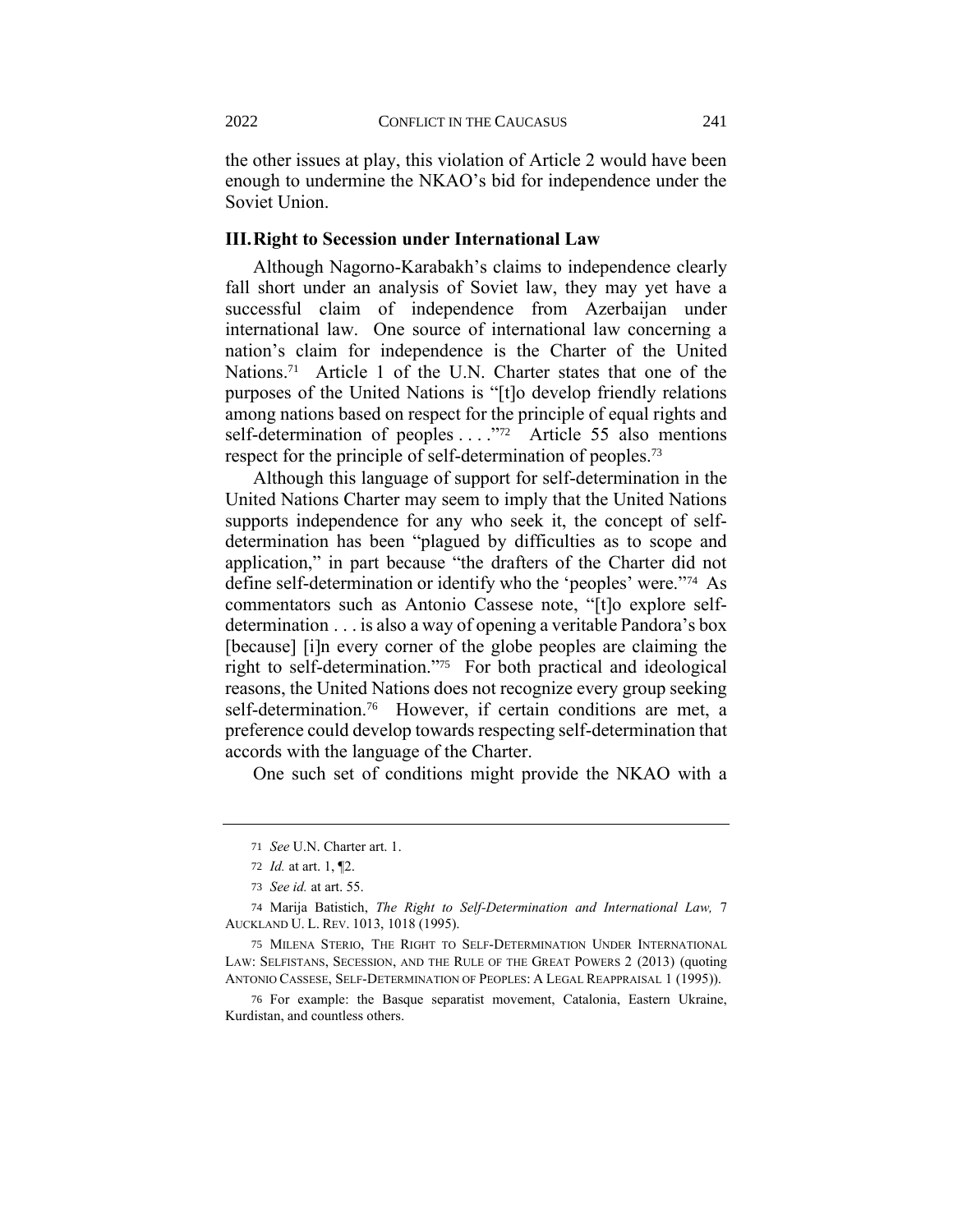the other issues at play, this violation of Article 2 would have been enough to undermine the NKAO's bid for independence under the Soviet Union.

## III. Right to Secession under International Law

Although Nagorno-Karabakh's claims to independence clearly fall short under an analysis of Soviet law, they may yet have a successful claim of independence from Azerbaijan under international law. One source of international law concerning a nation's claim for independence is the Charter of the United Nations.[71] Article 1 of the U.N. Charter states that one of the purposes of the United Nations is "[t]o develop friendly relations among nations based on respect for the principle of equal rights and self-determination of peoples . . . ."[72] Article 55 also mentions respect for the principle of self-determination of peoples.[73]

Although this language of support for self-determination in the United Nations Charter may seem to imply that the United Nations supports independence for any who seek it, the concept of self-determination has been "plagued by difficulties as to scope and application," in part because "the drafters of the Charter did not define self-determination or identify who the 'peoples' were."[74] As commentators such as Antonio Cassese note, "[t]o explore self-determination . . . is also a way of opening a veritable Pandora's box [because] [i]n every corner of the globe peoples are claiming the right to self-determination."[75] For both practical and ideological reasons, the United Nations does not recognize every group seeking self-determination.[76] However, if certain conditions are met, a preference could develop towards respecting self-determination that accords with the language of the Charter.

One such set of conditions might provide the NKAO with a

---

71 *See* U.N. Charter art. 1.

72 *Id.* at art. 1, ¶2.

73 *See id.* at art. 55.

74 Marija Batistich, *The Right to Self-Determination and International Law,* 7 AUCKLAND U. L. REV. 1013, 1018 (1995).

75 MILENA STERIO, THE RIGHT TO SELF-DETERMINATION UNDER INTERNATIONAL LAW: SELFISTANS, SECESSION, AND THE RULE OF THE GREAT POWERS 2 (2013) (quoting ANTONIO CASSESE, SELF-DETERMINATION OF PEOPLES: A LEGAL REAPPRAISAL 1 (1995)).

76 For example: the Basque separatist movement, Catalonia, Eastern Ukraine, Kurdistan, and countless others.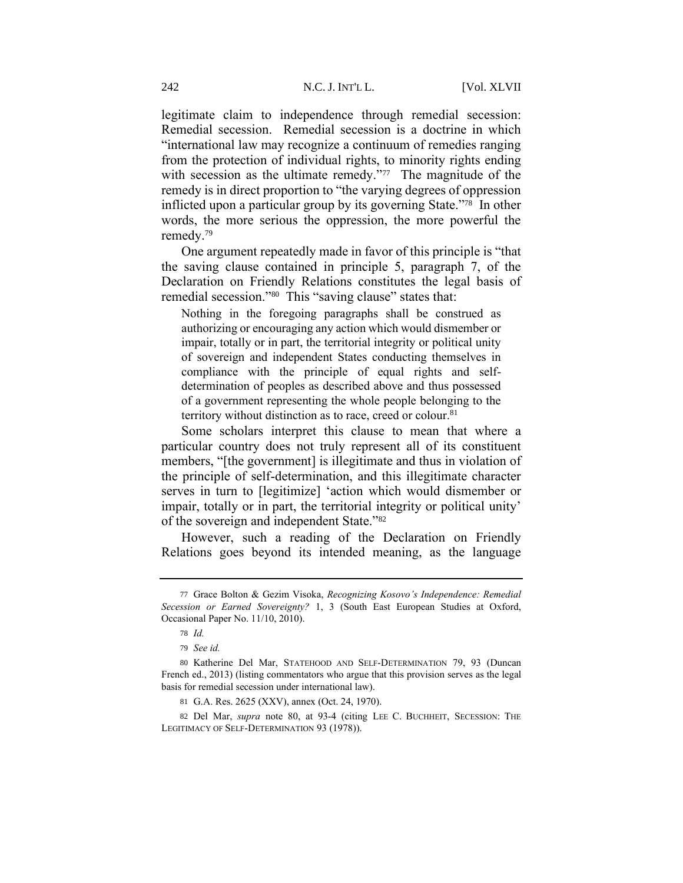legitimate claim to independence through remedial secession: Remedial secession. Remedial secession is a doctrine in which "international law may recognize a continuum of remedies ranging from the protection of individual rights, to minority rights ending with secession as the ultimate remedy."[77] The magnitude of the remedy is in direct proportion to "the varying degrees of oppression inflicted upon a particular group by its governing State."[78] In other words, the more serious the oppression, the more powerful the remedy.[79]

One argument repeatedly made in favor of this principle is "that the saving clause contained in principle 5, paragraph 7, of the Declaration on Friendly Relations constitutes the legal basis of remedial secession."[80] This "saving clause" states that:

> Nothing in the foregoing paragraphs shall be construed as authorizing or encouraging any action which would dismember or impair, totally or in part, the territorial integrity or political unity of sovereign and independent States conducting themselves in compliance with the principle of equal rights and self-determination of peoples as described above and thus possessed of a government representing the whole people belonging to the territory without distinction as to race, creed or colour.[81]

Some scholars interpret this clause to mean that where a particular country does not truly represent all of its constituent members, "[the government] is illegitimate and thus in violation of the principle of self-determination, and this illegitimate character serves in turn to [legitimize] 'action which would dismember or impair, totally or in part, the territorial integrity or political unity' of the sovereign and independent State."[82]

However, such a reading of the Declaration on Friendly Relations goes beyond its intended meaning, as the language

---

77 Grace Bolton & Gezim Visoka, *Recognizing Kosovo's Independence: Remedial Secession or Earned Sovereignty?* 1, 3 (South East European Studies at Oxford, Occasional Paper No. 11/10, 2010).

78 *Id.*

79 *See id.*

80 Katherine Del Mar, STATEHOOD AND SELF-DETERMINATION 79, 93 (Duncan French ed., 2013) (listing commentators who argue that this provision serves as the legal basis for remedial secession under international law).

81 G.A. Res. 2625 (XXV), annex (Oct. 24, 1970).

82 Del Mar, *supra* note 80, at 93-4 (citing LEE C. BUCHHEIT, SECESSION: THE LEGITIMACY OF SELF-DETERMINATION 93 (1978)).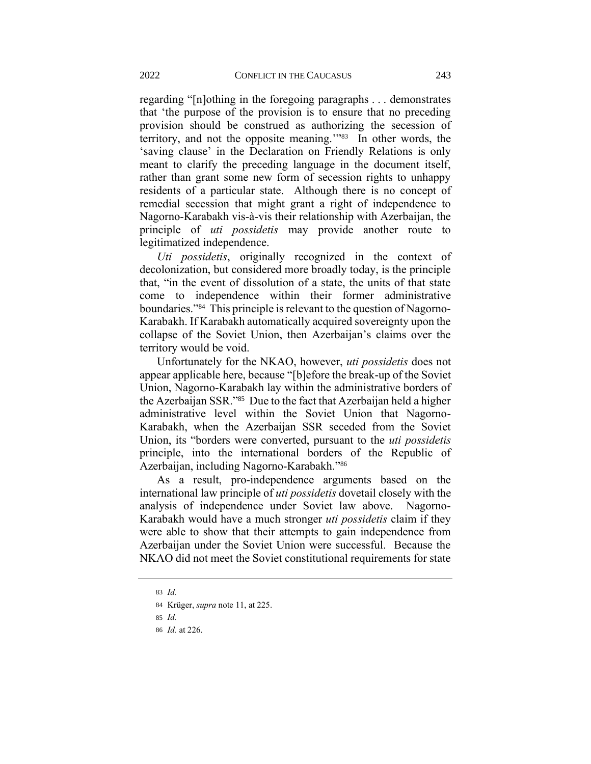regarding "[n]othing in the foregoing paragraphs . . . demonstrates that 'the purpose of the provision is to ensure that no preceding provision should be construed as authorizing the secession of territory, and not the opposite meaning.'"[83] In other words, the 'saving clause' in the Declaration on Friendly Relations is only meant to clarify the preceding language in the document itself, rather than grant some new form of secession rights to unhappy residents of a particular state. Although there is no concept of remedial secession that might grant a right of independence to Nagorno-Karabakh vis-à-vis their relationship with Azerbaijan, the principle of *uti possidetis* may provide another route to legitimatized independence.

*Uti possidetis*, originally recognized in the context of decolonization, but considered more broadly today, is the principle that, "in the event of dissolution of a state, the units of that state come to independence within their former administrative boundaries."[84] This principle is relevant to the question of Nagorno-Karabakh. If Karabakh automatically acquired sovereignty upon the collapse of the Soviet Union, then Azerbaijan's claims over the territory would be void.

Unfortunately for the NKAO, however, *uti possidetis* does not appear applicable here, because "[b]efore the break-up of the Soviet Union, Nagorno-Karabakh lay within the administrative borders of the Azerbaijan SSR."[85] Due to the fact that Azerbaijan held a higher administrative level within the Soviet Union that Nagorno-Karabakh, when the Azerbaijan SSR seceded from the Soviet Union, its "borders were converted, pursuant to the *uti possidetis* principle, into the international borders of the Republic of Azerbaijan, including Nagorno-Karabakh."[86]

As a result, pro-independence arguments based on the international law principle of *uti possidetis* dovetail closely with the analysis of independence under Soviet law above. Nagorno-Karabakh would have a much stronger *uti possidetis* claim if they were able to show that their attempts to gain independence from Azerbaijan under the Soviet Union were successful. Because the NKAO did not meet the Soviet constitutional requirements for state

---

83 *Id.*

84 Krüger, *supra* note 11, at 225.

85 *Id.*

86 *Id.* at 226.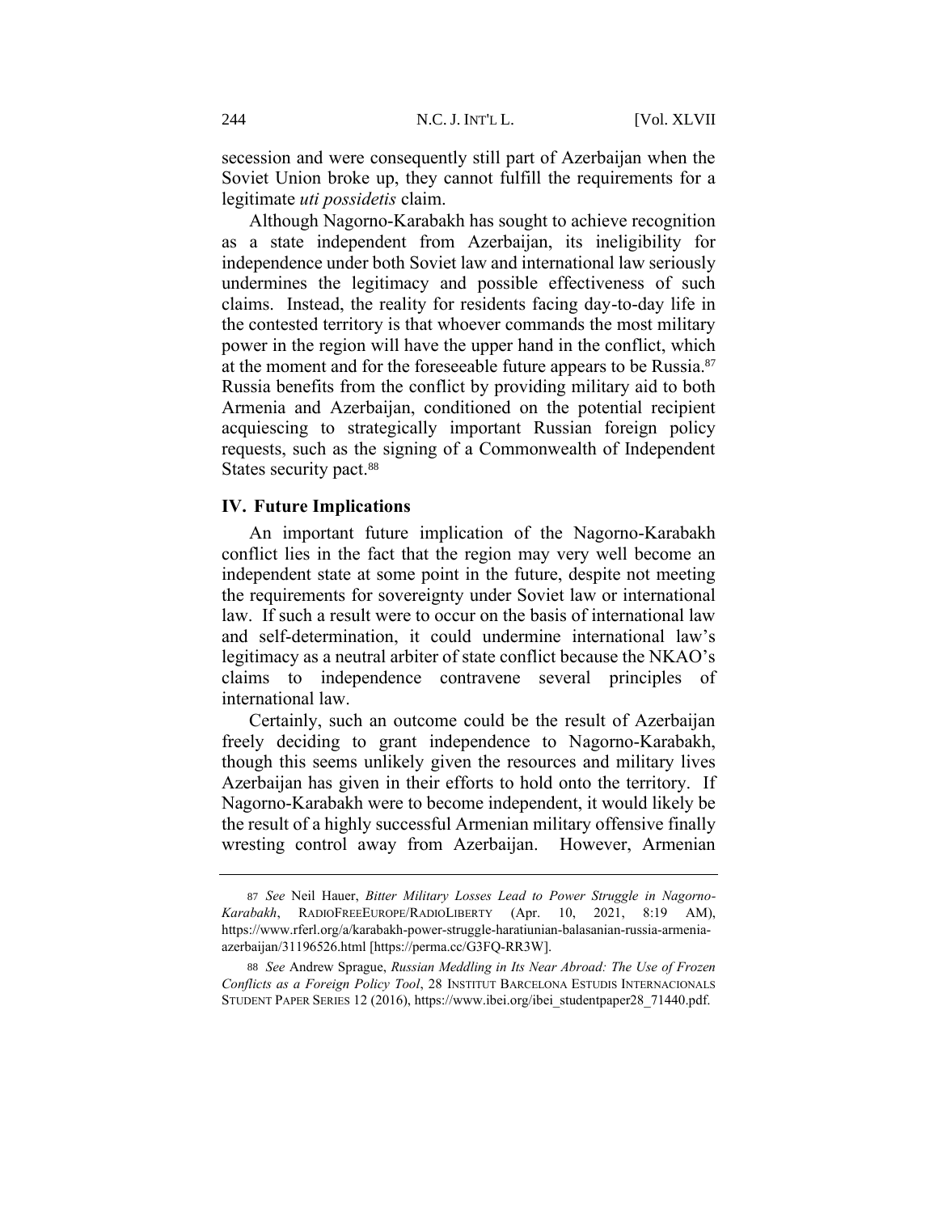secession and were consequently still part of Azerbaijan when the Soviet Union broke up, they cannot fulfill the requirements for a legitimate *uti possidetis* claim.

Although Nagorno-Karabakh has sought to achieve recognition as a state independent from Azerbaijan, its ineligibility for independence under both Soviet law and international law seriously undermines the legitimacy and possible effectiveness of such claims. Instead, the reality for residents facing day-to-day life in the contested territory is that whoever commands the most military power in the region will have the upper hand in the conflict, which at the moment and for the foreseeable future appears to be Russia.[87] Russia benefits from the conflict by providing military aid to both Armenia and Azerbaijan, conditioned on the potential recipient acquiescing to strategically important Russian foreign policy requests, such as the signing of a Commonwealth of Independent States security pact.[88]

## IV. Future Implications

An important future implication of the Nagorno-Karabakh conflict lies in the fact that the region may very well become an independent state at some point in the future, despite not meeting the requirements for sovereignty under Soviet law or international law. If such a result were to occur on the basis of international law and self-determination, it could undermine international law's legitimacy as a neutral arbiter of state conflict because the NKAO's claims to independence contravene several principles of international law.

Certainly, such an outcome could be the result of Azerbaijan freely deciding to grant independence to Nagorno-Karabakh, though this seems unlikely given the resources and military lives Azerbaijan has given in their efforts to hold onto the territory. If Nagorno-Karabakh were to become independent, it would likely be the result of a highly successful Armenian military offensive finally wresting control away from Azerbaijan. However, Armenian

---

87 *See* Neil Hauer, *Bitter Military Losses Lead to Power Struggle in Nagorno-Karabakh*, RADIOFREEEUROPE/RADIOLIBERTY (Apr. 10, 2021, 8:19 AM), https://www.rferl.org/a/karabakh-power-struggle-haratiunian-balasanian-russia-armenia-azerbaijan/31196526.html [https://perma.cc/G3FQ-RR3W].

88 *See* Andrew Sprague, *Russian Meddling in Its Near Abroad: The Use of Frozen Conflicts as a Foreign Policy Tool*, 28 INSTITUT BARCELONA ESTUDIS INTERNACIONALS STUDENT PAPER SERIES 12 (2016), https://www.ibei.org/ibei_studentpaper28_71440.pdf.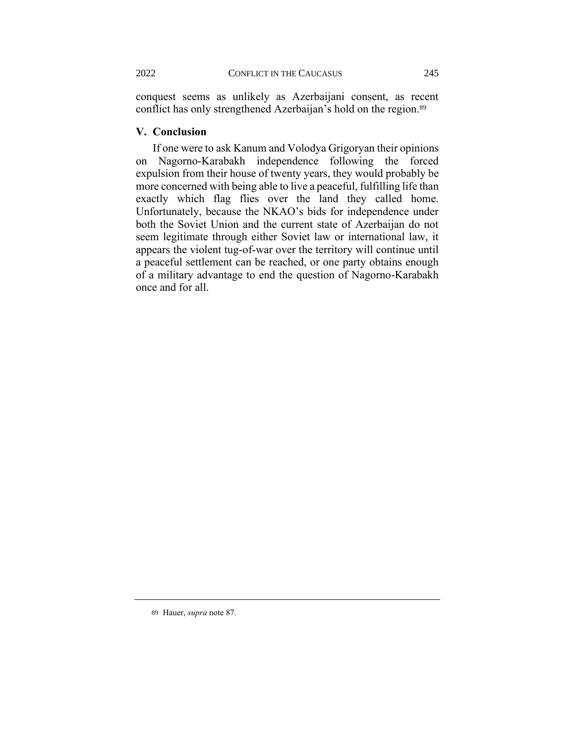conquest seems as unlikely as Azerbaijani consent, as recent conflict has only strengthened Azerbaijan's hold on the region.[89]

## V. Conclusion

If one were to ask Kanum and Volodya Grigoryan their opinions on Nagorno-Karabakh independence following the forced expulsion from their house of twenty years, they would probably be more concerned with being able to live a peaceful, fulfilling life than exactly which flag flies over the land they called home. Unfortunately, because the NKAO's bids for independence under both the Soviet Union and the current state of Azerbaijan do not seem legitimate through either Soviet law or international law, it appears the violent tug-of-war over the territory will continue until a peaceful settlement can be reached, or one party obtains enough of a military advantage to end the question of Nagorno-Karabakh once and for all.

---

89 Hauer, *supra* note 87.